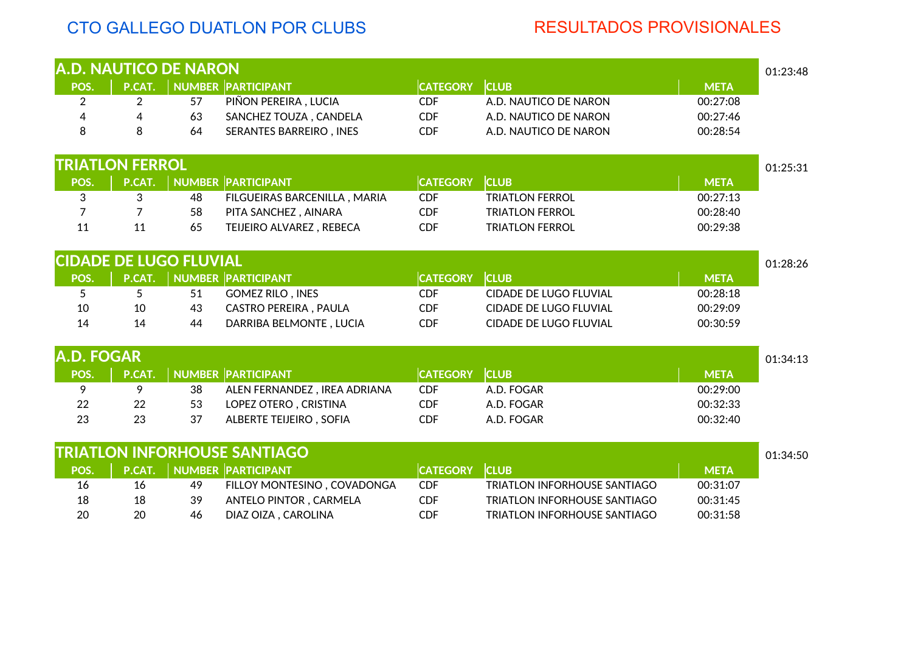CTO GALLEGO DUATLON POR CLUBS

RESULTADOS PROVISIONALES

## A.D. NAUTICO DE NARON

01:23:48

| POS. | P.CAT. | NUMBER | PARTICIPANT | CATEGORY | CLUB | META |
|---|---|---|---|---|---|---|
| 2 | 2 | 57 | PIÑON PEREIRA , LUCIA | CDF | A.D. NAUTICO DE NARON | 00:27:08 |
| 4 | 4 | 63 | SANCHEZ TOUZA , CANDELA | CDF | A.D. NAUTICO DE NARON | 00:27:46 |
| 8 | 8 | 64 | SERANTES BARREIRO , INES | CDF | A.D. NAUTICO DE NARON | 00:28:54 |

## TRIATLON FERROL

01:25:31

| POS. | P.CAT. | NUMBER | PARTICIPANT | CATEGORY | CLUB | META |
|---|---|---|---|---|---|---|
| 3 | 3 | 48 | FILGUEIRAS BARCENILLA , MARIA | CDF | TRIATLON FERROL | 00:27:13 |
| 7 | 7 | 58 | PITA SANCHEZ , AINARA | CDF | TRIATLON FERROL | 00:28:40 |
| 11 | 11 | 65 | TEIJEIRO ALVAREZ , REBECA | CDF | TRIATLON FERROL | 00:29:38 |

## CIDADE DE LUGO FLUVIAL

01:28:26

| POS. | P.CAT. | NUMBER | PARTICIPANT | CATEGORY | CLUB | META |
|---|---|---|---|---|---|---|
| 5 | 5 | 51 | GOMEZ RILO , INES | CDF | CIDADE DE LUGO FLUVIAL | 00:28:18 |
| 10 | 10 | 43 | CASTRO PEREIRA , PAULA | CDF | CIDADE DE LUGO FLUVIAL | 00:29:09 |
| 14 | 14 | 44 | DARRIBA BELMONTE , LUCIA | CDF | CIDADE DE LUGO FLUVIAL | 00:30:59 |

## A.D. FOGAR

01:34:13

| POS. | P.CAT. | NUMBER | PARTICIPANT | CATEGORY | CLUB | META |
|---|---|---|---|---|---|---|
| 9 | 9 | 38 | ALEN FERNANDEZ , IREA ADRIANA | CDF | A.D. FOGAR | 00:29:00 |
| 22 | 22 | 53 | LOPEZ OTERO , CRISTINA | CDF | A.D. FOGAR | 00:32:33 |
| 23 | 23 | 37 | ALBERTE TEIJEIRO , SOFIA | CDF | A.D. FOGAR | 00:32:40 |

## TRIATLON INFORHOUSE SANTIAGO

01:34:50

| POS. | P.CAT. | NUMBER | PARTICIPANT | CATEGORY | CLUB | META |
|---|---|---|---|---|---|---|
| 16 | 16 | 49 | FILLOY MONTESINO , COVADONGA | CDF | TRIATLON INFORHOUSE SANTIAGO | 00:31:07 |
| 18 | 18 | 39 | ANTELO PINTOR , CARMELA | CDF | TRIATLON INFORHOUSE SANTIAGO | 00:31:45 |
| 20 | 20 | 46 | DIAZ OIZA , CAROLINA | CDF | TRIATLON INFORHOUSE SANTIAGO | 00:31:58 |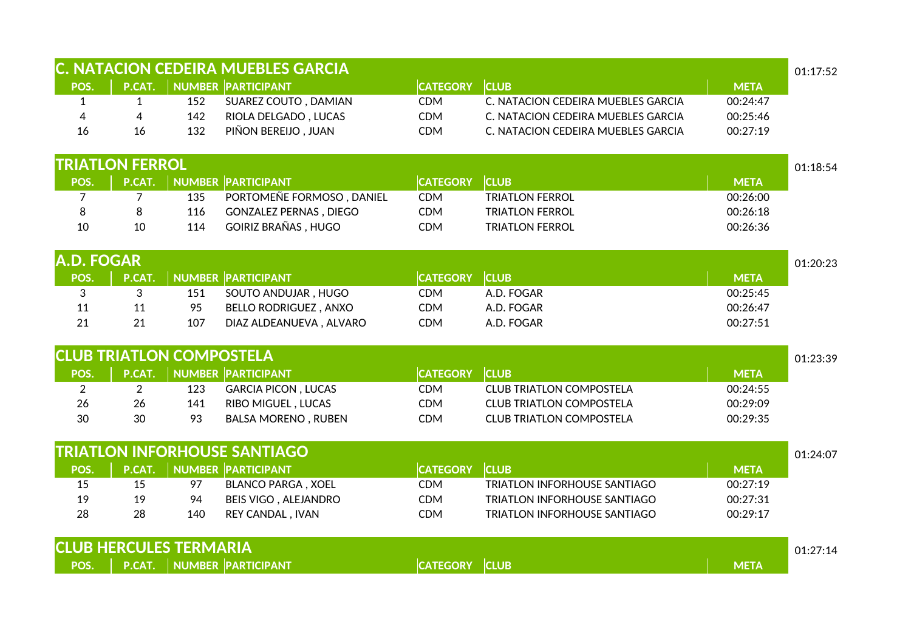## C. NATACION CEDEIRA MUEBLES GARCIA

01:17:52

| POS. | P.CAT. | NUMBER | PARTICIPANT | CATEGORY | CLUB | META |
|---|---|---|---|---|---|---|
| 1 | 1 | 152 | SUAREZ COUTO , DAMIAN | CDM | C. NATACION CEDEIRA MUEBLES GARCIA | 00:24:47 |
| 4 | 4 | 142 | RIOLA DELGADO , LUCAS | CDM | C. NATACION CEDEIRA MUEBLES GARCIA | 00:25:46 |
| 16 | 16 | 132 | PIÑON BEREIJO , JUAN | CDM | C. NATACION CEDEIRA MUEBLES GARCIA | 00:27:19 |

## TRIATLON FERROL

01:18:54

| POS. | P.CAT. | NUMBER | PARTICIPANT | CATEGORY | CLUB | META |
|---|---|---|---|---|---|---|
| 7 | 7 | 135 | PORTOMEÑE FORMOSO , DANIEL | CDM | TRIATLON FERROL | 00:26:00 |
| 8 | 8 | 116 | GONZALEZ PERNAS , DIEGO | CDM | TRIATLON FERROL | 00:26:18 |
| 10 | 10 | 114 | GOIRIZ BRAÑAS , HUGO | CDM | TRIATLON FERROL | 00:26:36 |

## A.D. FOGAR

01:20:23

| POS. | P.CAT. | NUMBER | PARTICIPANT | CATEGORY | CLUB | META |
|---|---|---|---|---|---|---|
| 3 | 3 | 151 | SOUTO ANDUJAR , HUGO | CDM | A.D. FOGAR | 00:25:45 |
| 11 | 11 | 95 | BELLO RODRIGUEZ , ANXO | CDM | A.D. FOGAR | 00:26:47 |
| 21 | 21 | 107 | DIAZ ALDEANUEVA , ALVARO | CDM | A.D. FOGAR | 00:27:51 |

## CLUB TRIATLON COMPOSTELA

01:23:39

| POS. | P.CAT. | NUMBER | PARTICIPANT | CATEGORY | CLUB | META |
|---|---|---|---|---|---|---|
| 2 | 2 | 123 | GARCIA PICON , LUCAS | CDM | CLUB TRIATLON COMPOSTELA | 00:24:55 |
| 26 | 26 | 141 | RIBO MIGUEL , LUCAS | CDM | CLUB TRIATLON COMPOSTELA | 00:29:09 |
| 30 | 30 | 93 | BALSA MORENO , RUBEN | CDM | CLUB TRIATLON COMPOSTELA | 00:29:35 |

## TRIATLON INFORHOUSE SANTIAGO

01:24:07

| POS. | P.CAT. | NUMBER | PARTICIPANT | CATEGORY | CLUB | META |
|---|---|---|---|---|---|---|
| 15 | 15 | 97 | BLANCO PARGA , XOEL | CDM | TRIATLON INFORHOUSE SANTIAGO | 00:27:19 |
| 19 | 19 | 94 | BEIS VIGO , ALEJANDRO | CDM | TRIATLON INFORHOUSE SANTIAGO | 00:27:31 |
| 28 | 28 | 140 | REY CANDAL , IVAN | CDM | TRIATLON INFORHOUSE SANTIAGO | 00:29:17 |

## CLUB HERCULES TERMARIA

01:27:14

| POS. | P.CAT. | NUMBER | PARTICIPANT | CATEGORY | CLUB | META |
|---|---|---|---|---|---|---|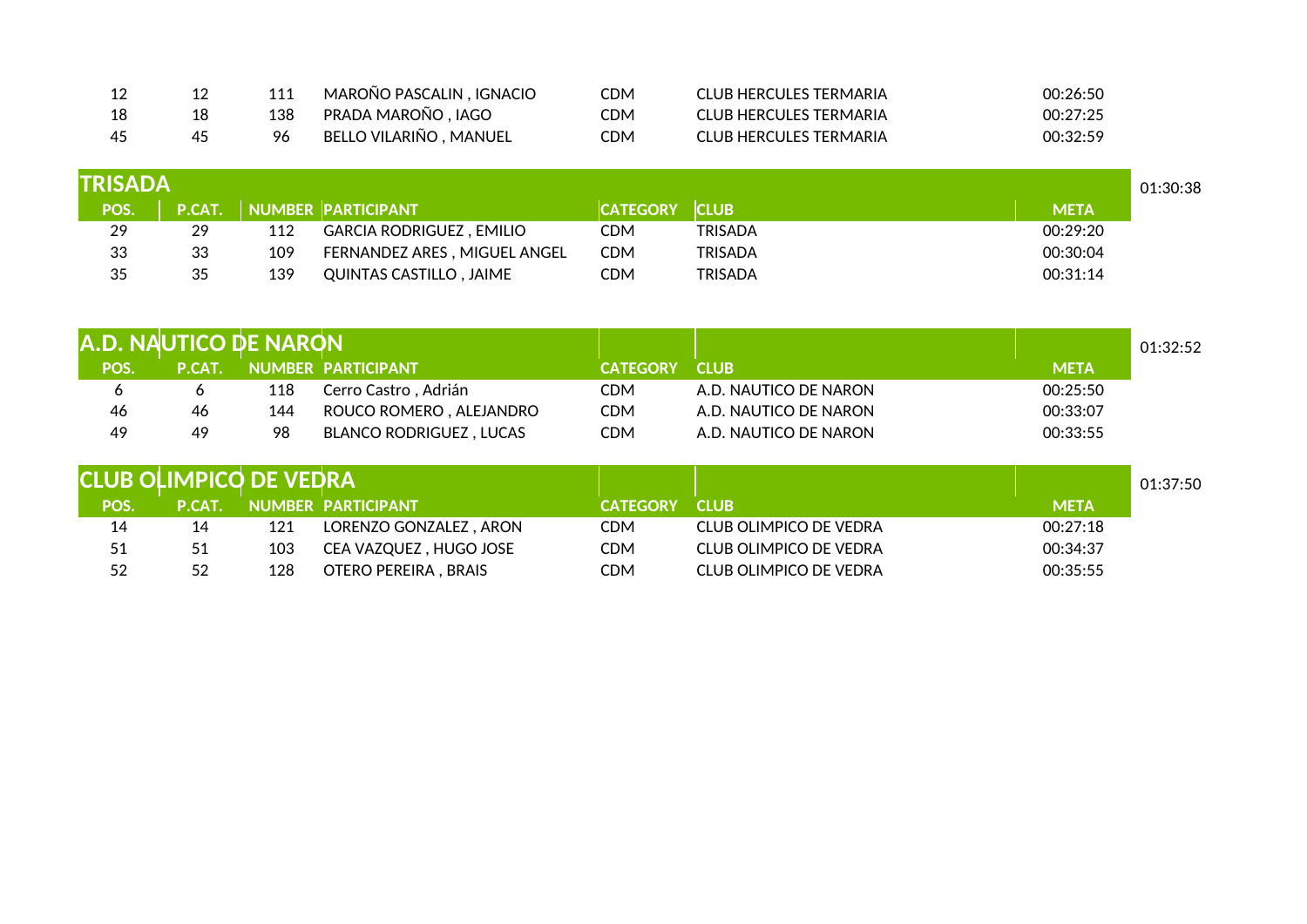| | | | | | | |
|---|---|---|---|---|---|---|
| 12 | 12 | 111 | MAROÑO PASCALIN , IGNACIO | CDM | CLUB HERCULES TERMARIA | 00:26:50 |
| 18 | 18 | 138 | PRADA MAROÑO , IAGO | CDM | CLUB HERCULES TERMARIA | 00:27:25 |
| 45 | 45 | 96 | BELLO VILARIÑO , MANUEL | CDM | CLUB HERCULES TERMARIA | 00:32:59 |

## TRISADA

01:30:38

| POS. | P.CAT. | NUMBER | PARTICIPANT | CATEGORY | CLUB | META |
|---|---|---|---|---|---|---|
| 29 | 29 | 112 | GARCIA RODRIGUEZ , EMILIO | CDM | TRISADA | 00:29:20 |
| 33 | 33 | 109 | FERNANDEZ ARES , MIGUEL ANGEL | CDM | TRISADA | 00:30:04 |
| 35 | 35 | 139 | QUINTAS CASTILLO , JAIME | CDM | TRISADA | 00:31:14 |

## A.D. NAUTICO DE NARON

01:32:52

| POS. | P.CAT. | NUMBER | PARTICIPANT | CATEGORY | CLUB | META |
|---|---|---|---|---|---|---|
| 6 | 6 | 118 | Cerro Castro , Adrián | CDM | A.D. NAUTICO DE NARON | 00:25:50 |
| 46 | 46 | 144 | ROUCO ROMERO , ALEJANDRO | CDM | A.D. NAUTICO DE NARON | 00:33:07 |
| 49 | 49 | 98 | BLANCO RODRIGUEZ , LUCAS | CDM | A.D. NAUTICO DE NARON | 00:33:55 |

## CLUB OLIMPICO DE VEDRA

01:37:50

| POS. | P.CAT. | NUMBER | PARTICIPANT | CATEGORY | CLUB | META |
|---|---|---|---|---|---|---|
| 14 | 14 | 121 | LORENZO GONZALEZ , ARON | CDM | CLUB OLIMPICO DE VEDRA | 00:27:18 |
| 51 | 51 | 103 | CEA VAZQUEZ , HUGO JOSE | CDM | CLUB OLIMPICO DE VEDRA | 00:34:37 |
| 52 | 52 | 128 | OTERO PEREIRA , BRAIS | CDM | CLUB OLIMPICO DE VEDRA | 00:35:55 |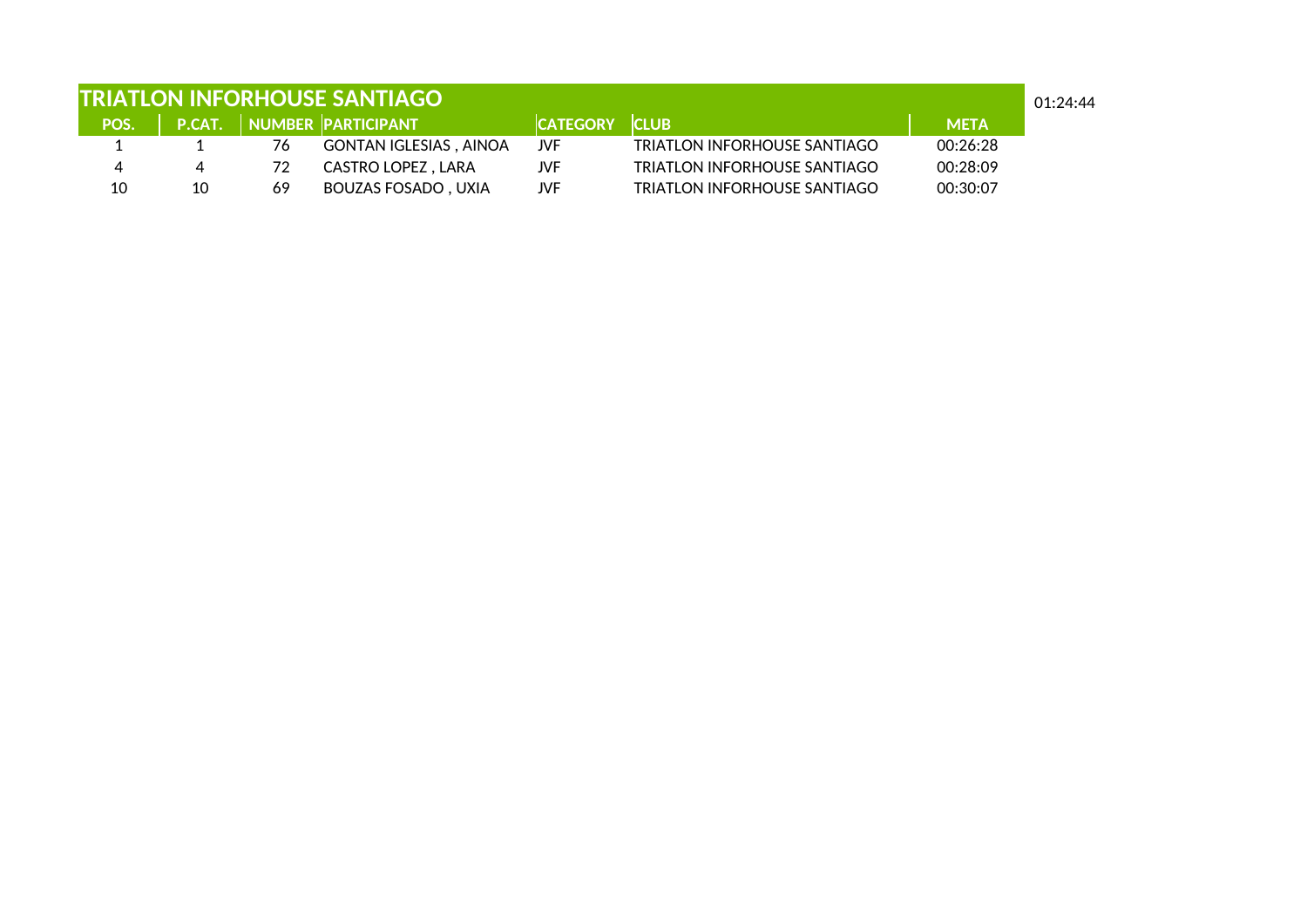## TRIATLON INFORHOUSE SANTIAGO

01:24:44

| POS. | P.CAT. | NUMBER | PARTICIPANT | CATEGORY | CLUB | META |
|---|---|---|---|---|---|---|
| 1 | 1 | 76 | GONTAN IGLESIAS , AINOA | JVF | TRIATLON INFORHOUSE SANTIAGO | 00:26:28 |
| 4 | 4 | 72 | CASTRO LOPEZ , LARA | JVF | TRIATLON INFORHOUSE SANTIAGO | 00:28:09 |
| 10 | 10 | 69 | BOUZAS FOSADO , UXIA | JVF | TRIATLON INFORHOUSE SANTIAGO | 00:30:07 |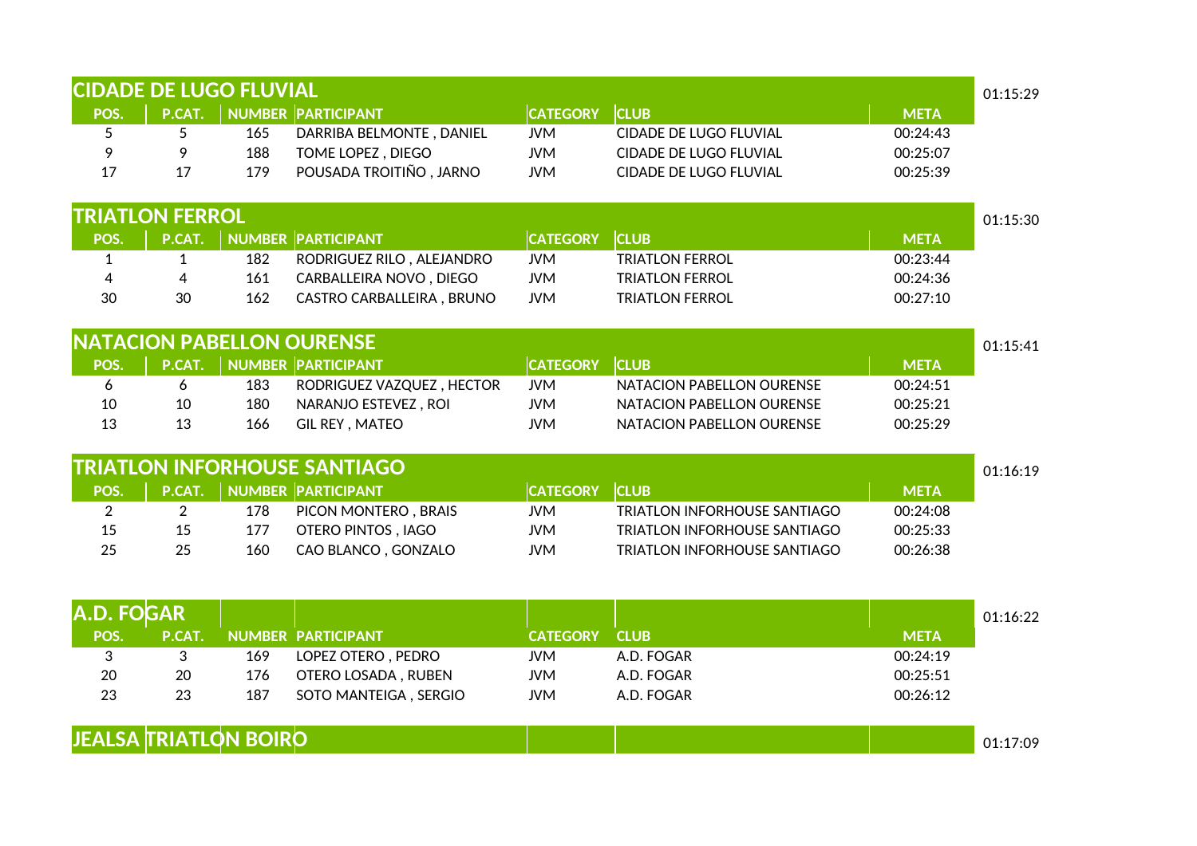## CIDADE DE LUGO FLUVIAL

01:15:29

| POS. | P.CAT. | NUMBER | PARTICIPANT | CATEGORY | CLUB | META |
|---|---|---|---|---|---|---|
| 5 | 5 | 165 | DARRIBA BELMONTE , DANIEL | JVM | CIDADE DE LUGO FLUVIAL | 00:24:43 |
| 9 | 9 | 188 | TOME LOPEZ , DIEGO | JVM | CIDADE DE LUGO FLUVIAL | 00:25:07 |
| 17 | 17 | 179 | POUSADA TROITIÑO , JARNO | JVM | CIDADE DE LUGO FLUVIAL | 00:25:39 |

## TRIATLON FERROL

01:15:30

| POS. | P.CAT. | NUMBER | PARTICIPANT | CATEGORY | CLUB | META |
|---|---|---|---|---|---|---|
| 1 | 1 | 182 | RODRIGUEZ RILO , ALEJANDRO | JVM | TRIATLON FERROL | 00:23:44 |
| 4 | 4 | 161 | CARBALLEIRA NOVO , DIEGO | JVM | TRIATLON FERROL | 00:24:36 |
| 30 | 30 | 162 | CASTRO CARBALLEIRA , BRUNO | JVM | TRIATLON FERROL | 00:27:10 |

## NATACION PABELLON OURENSE

01:15:41

| POS. | P.CAT. | NUMBER | PARTICIPANT | CATEGORY | CLUB | META |
|---|---|---|---|---|---|---|
| 6 | 6 | 183 | RODRIGUEZ VAZQUEZ , HECTOR | JVM | NATACION PABELLON OURENSE | 00:24:51 |
| 10 | 10 | 180 | NARANJO ESTEVEZ , ROI | JVM | NATACION PABELLON OURENSE | 00:25:21 |
| 13 | 13 | 166 | GIL REY , MATEO | JVM | NATACION PABELLON OURENSE | 00:25:29 |

## TRIATLON INFORHOUSE SANTIAGO

01:16:19

| POS. | P.CAT. | NUMBER | PARTICIPANT | CATEGORY | CLUB | META |
|---|---|---|---|---|---|---|
| 2 | 2 | 178 | PICON MONTERO , BRAIS | JVM | TRIATLON INFORHOUSE SANTIAGO | 00:24:08 |
| 15 | 15 | 177 | OTERO PINTOS , IAGO | JVM | TRIATLON INFORHOUSE SANTIAGO | 00:25:33 |
| 25 | 25 | 160 | CAO BLANCO , GONZALO | JVM | TRIATLON INFORHOUSE SANTIAGO | 00:26:38 |

## A.D. FOGAR

01:16:22

| POS. | P.CAT. | NUMBER | PARTICIPANT | CATEGORY | CLUB | META |
|---|---|---|---|---|---|---|
| 3 | 3 | 169 | LOPEZ OTERO , PEDRO | JVM | A.D. FOGAR | 00:24:19 |
| 20 | 20 | 176 | OTERO LOSADA , RUBEN | JVM | A.D. FOGAR | 00:25:51 |
| 23 | 23 | 187 | SOTO MANTEIGA , SERGIO | JVM | A.D. FOGAR | 00:26:12 |

## JEALSA TRIATLON BOIRO

01:17:09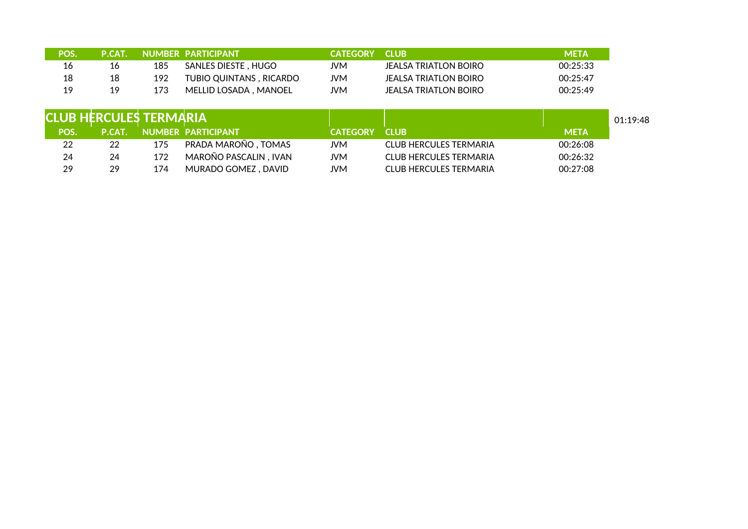| POS. | P.CAT. | NUMBER | PARTICIPANT | CATEGORY | CLUB | META |
|---|---|---|---|---|---|---|
| 16 | 16 | 185 | SANLES DIESTE , HUGO | JVM | JEALSA TRIATLON BOIRO | 00:25:33 |
| 18 | 18 | 192 | TUBIO QUINTANS , RICARDO | JVM | JEALSA TRIATLON BOIRO | 00:25:47 |
| 19 | 19 | 173 | MELLID LOSADA , MANOEL | JVM | JEALSA TRIATLON BOIRO | 00:25:49 |

## CLUB HERCULES TERMARIA

01:19:48

| POS. | P.CAT. | NUMBER | PARTICIPANT | CATEGORY | CLUB | META |
|---|---|---|---|---|---|---|
| 22 | 22 | 175 | PRADA MAROÑO , TOMAS | JVM | CLUB HERCULES TERMARIA | 00:26:08 |
| 24 | 24 | 172 | MAROÑO PASCALIN , IVAN | JVM | CLUB HERCULES TERMARIA | 00:26:32 |
| 29 | 29 | 174 | MURADO GOMEZ , DAVID | JVM | CLUB HERCULES TERMARIA | 00:27:08 |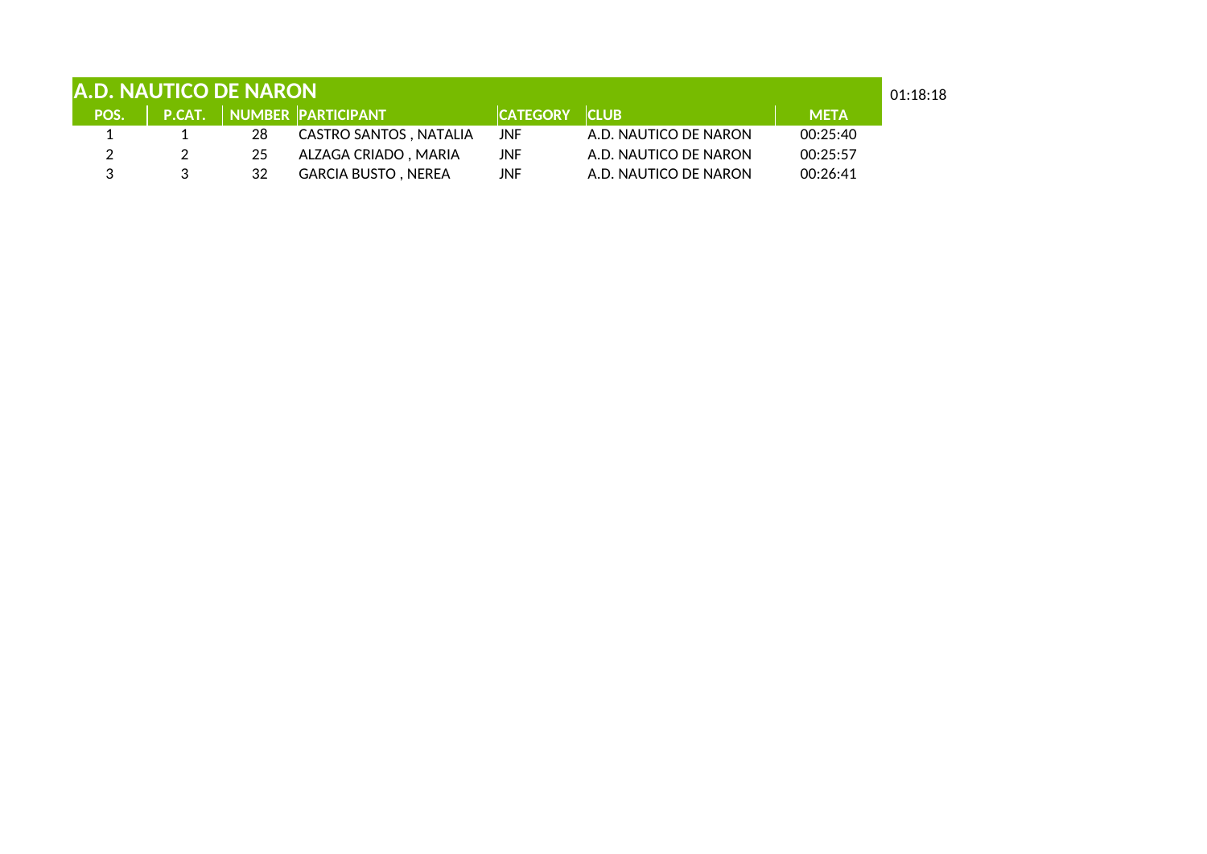## A.D. NAUTICO DE NARON

01:18:18

| POS. | P.CAT. | NUMBER | PARTICIPANT | CATEGORY | CLUB | META |
|---|---|---|---|---|---|---|
| 1 | 1 | 28 | CASTRO SANTOS , NATALIA | JNF | A.D. NAUTICO DE NARON | 00:25:40 |
| 2 | 2 | 25 | ALZAGA CRIADO , MARIA | JNF | A.D. NAUTICO DE NARON | 00:25:57 |
| 3 | 3 | 32 | GARCIA BUSTO , NEREA | JNF | A.D. NAUTICO DE NARON | 00:26:41 |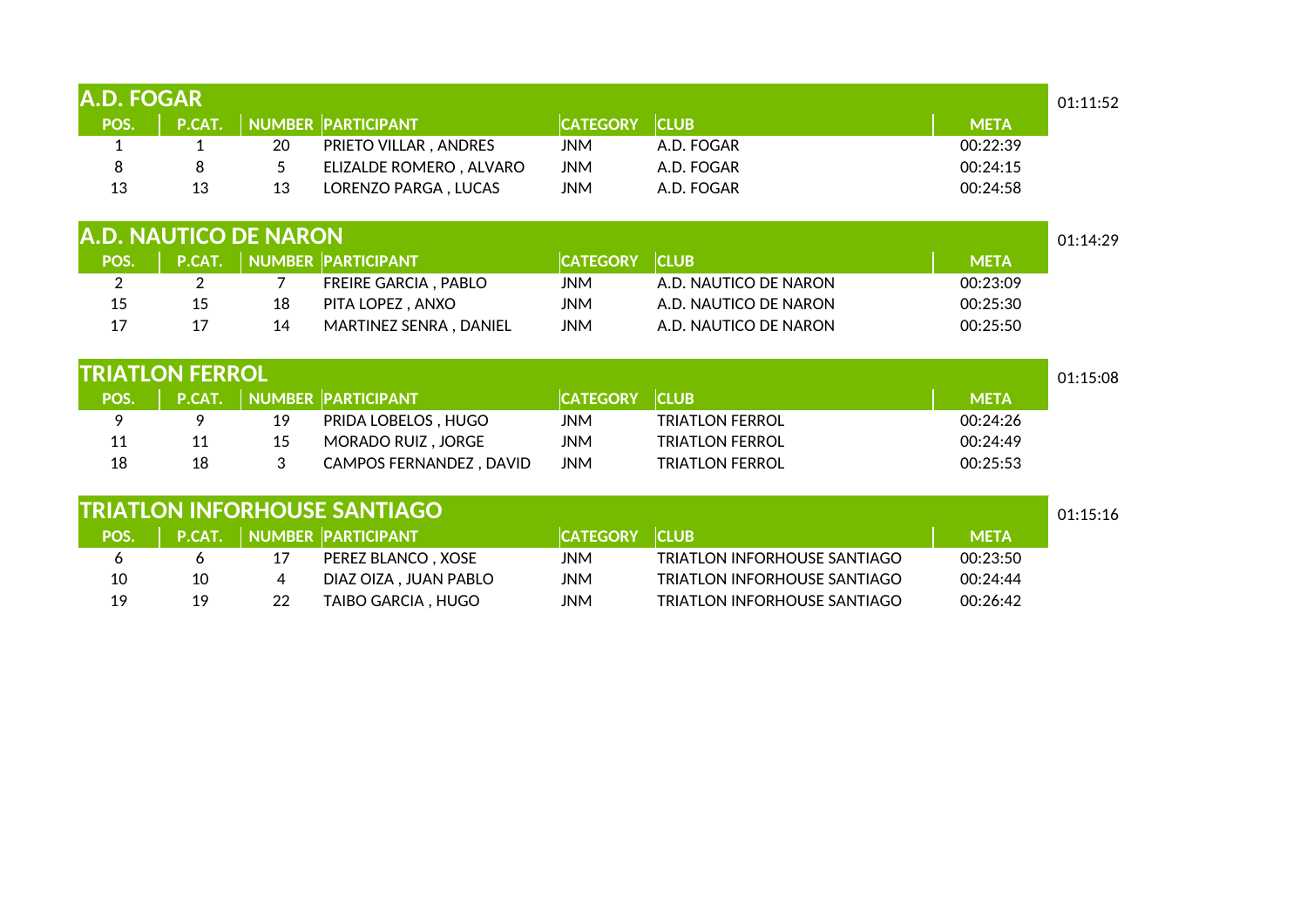## A.D. FOGAR

01:11:52

| POS. | P.CAT. | NUMBER | PARTICIPANT | CATEGORY | CLUB | META |
|---|---|---|---|---|---|---|
| 1 | 1 | 20 | PRIETO VILLAR , ANDRES | JNM | A.D. FOGAR | 00:22:39 |
| 8 | 8 | 5 | ELIZALDE ROMERO , ALVARO | JNM | A.D. FOGAR | 00:24:15 |
| 13 | 13 | 13 | LORENZO PARGA , LUCAS | JNM | A.D. FOGAR | 00:24:58 |

## A.D. NAUTICO DE NARON

01:14:29

| POS. | P.CAT. | NUMBER | PARTICIPANT | CATEGORY | CLUB | META |
|---|---|---|---|---|---|---|
| 2 | 2 | 7 | FREIRE GARCIA , PABLO | JNM | A.D. NAUTICO DE NARON | 00:23:09 |
| 15 | 15 | 18 | PITA LOPEZ , ANXO | JNM | A.D. NAUTICO DE NARON | 00:25:30 |
| 17 | 17 | 14 | MARTINEZ SENRA , DANIEL | JNM | A.D. NAUTICO DE NARON | 00:25:50 |

## TRIATLON FERROL

01:15:08

| POS. | P.CAT. | NUMBER | PARTICIPANT | CATEGORY | CLUB | META |
|---|---|---|---|---|---|---|
| 9 | 9 | 19 | PRIDA LOBELOS , HUGO | JNM | TRIATLON FERROL | 00:24:26 |
| 11 | 11 | 15 | MORADO RUIZ , JORGE | JNM | TRIATLON FERROL | 00:24:49 |
| 18 | 18 | 3 | CAMPOS FERNANDEZ , DAVID | JNM | TRIATLON FERROL | 00:25:53 |

## TRIATLON INFORHOUSE SANTIAGO

01:15:16

| POS. | P.CAT. | NUMBER | PARTICIPANT | CATEGORY | CLUB | META |
|---|---|---|---|---|---|---|
| 6 | 6 | 17 | PEREZ BLANCO , XOSE | JNM | TRIATLON INFORHOUSE SANTIAGO | 00:23:50 |
| 10 | 10 | 4 | DIAZ OIZA , JUAN PABLO | JNM | TRIATLON INFORHOUSE SANTIAGO | 00:24:44 |
| 19 | 19 | 22 | TAIBO GARCIA , HUGO | JNM | TRIATLON INFORHOUSE SANTIAGO | 00:26:42 |